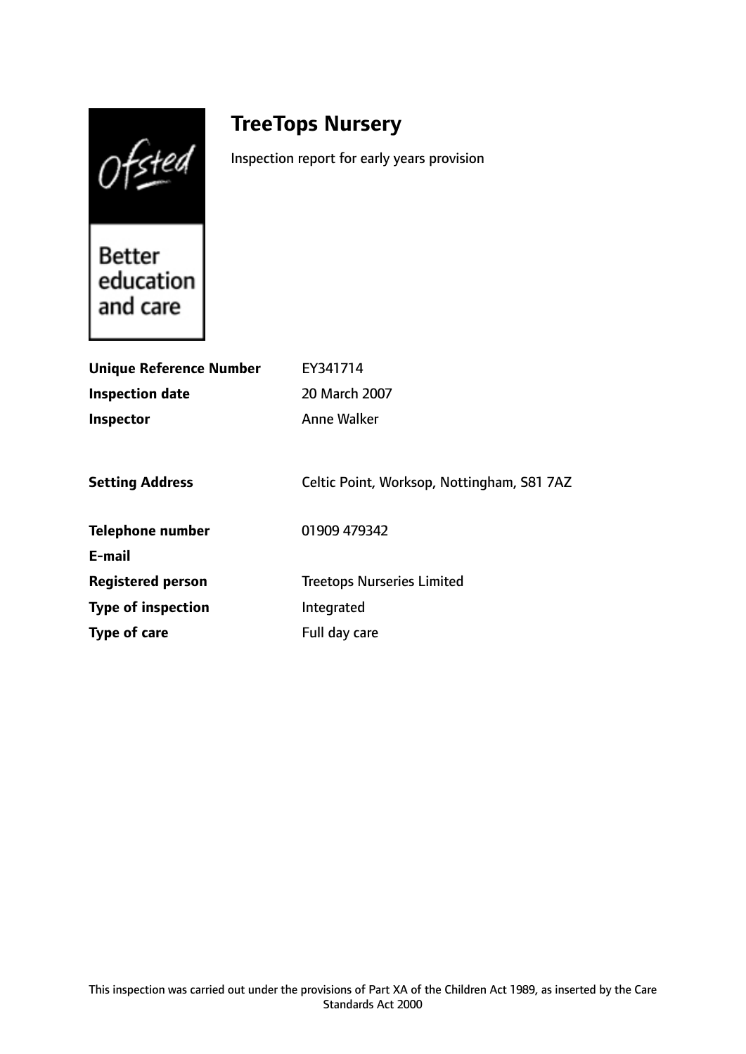Ofsted

Better education and care

# TreeTops Nursery

Inspection report for early years provision

| | |
|---|---|
| **Unique Reference Number** | EY341714 |
| **Inspection date** | 20 March 2007 |
| **Inspector** | Anne Walker |
| | |
| **Setting Address** | Celtic Point, Worksop, Nottingham, S81 7AZ |
| | |
| **Telephone number** | 01909 479342 |
| **E-mail** | |
| **Registered person** | Treetops Nurseries Limited |
| **Type of inspection** | Integrated |
| **Type of care** | Full day care |

This inspection was carried out under the provisions of Part XA of the Children Act 1989, as inserted by the Care Standards Act 2000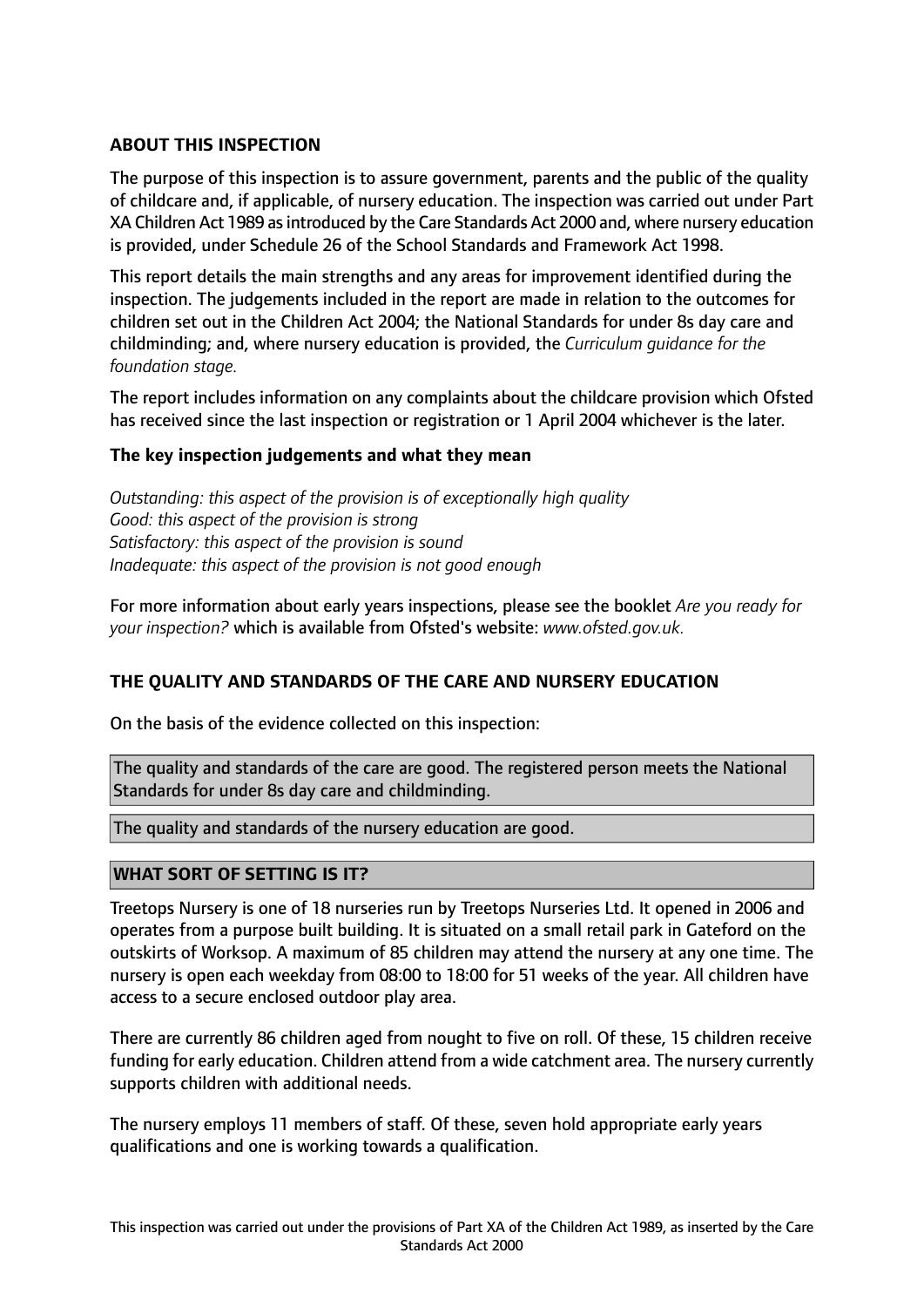## ABOUT THIS INSPECTION

The purpose of this inspection is to assure government, parents and the public of the quality of childcare and, if applicable, of nursery education. The inspection was carried out under Part XA Children Act 1989 as introduced by the Care Standards Act 2000 and, where nursery education is provided, under Schedule 26 of the School Standards and Framework Act 1998.

This report details the main strengths and any areas for improvement identified during the inspection. The judgements included in the report are made in relation to the outcomes for children set out in the Children Act 2004; the National Standards for under 8s day care and childminding; and, where nursery education is provided, the *Curriculum guidance for the foundation stage.*

The report includes information on any complaints about the childcare provision which Ofsted has received since the last inspection or registration or 1 April 2004 whichever is the later.

### The key inspection judgements and what they mean

*Outstanding: this aspect of the provision is of exceptionally high quality*
*Good: this aspect of the provision is strong*
*Satisfactory: this aspect of the provision is sound*
*Inadequate: this aspect of the provision is not good enough*

For more information about early years inspections, please see the booklet *Are you ready for your inspection?* which is available from Ofsted's website: *www.ofsted.gov.uk.*

## THE QUALITY AND STANDARDS OF THE CARE AND NURSERY EDUCATION

On the basis of the evidence collected on this inspection:

The quality and standards of the care are good. The registered person meets the National Standards for under 8s day care and childminding.

The quality and standards of the nursery education are good.

## WHAT SORT OF SETTING IS IT?

Treetops Nursery is one of 18 nurseries run by Treetops Nurseries Ltd. It opened in 2006 and operates from a purpose built building. It is situated on a small retail park in Gateford on the outskirts of Worksop. A maximum of 85 children may attend the nursery at any one time. The nursery is open each weekday from 08:00 to 18:00 for 51 weeks of the year. All children have access to a secure enclosed outdoor play area.

There are currently 86 children aged from nought to five on roll. Of these, 15 children receive funding for early education. Children attend from a wide catchment area. The nursery currently supports children with additional needs.

The nursery employs 11 members of staff. Of these, seven hold appropriate early years qualifications and one is working towards a qualification.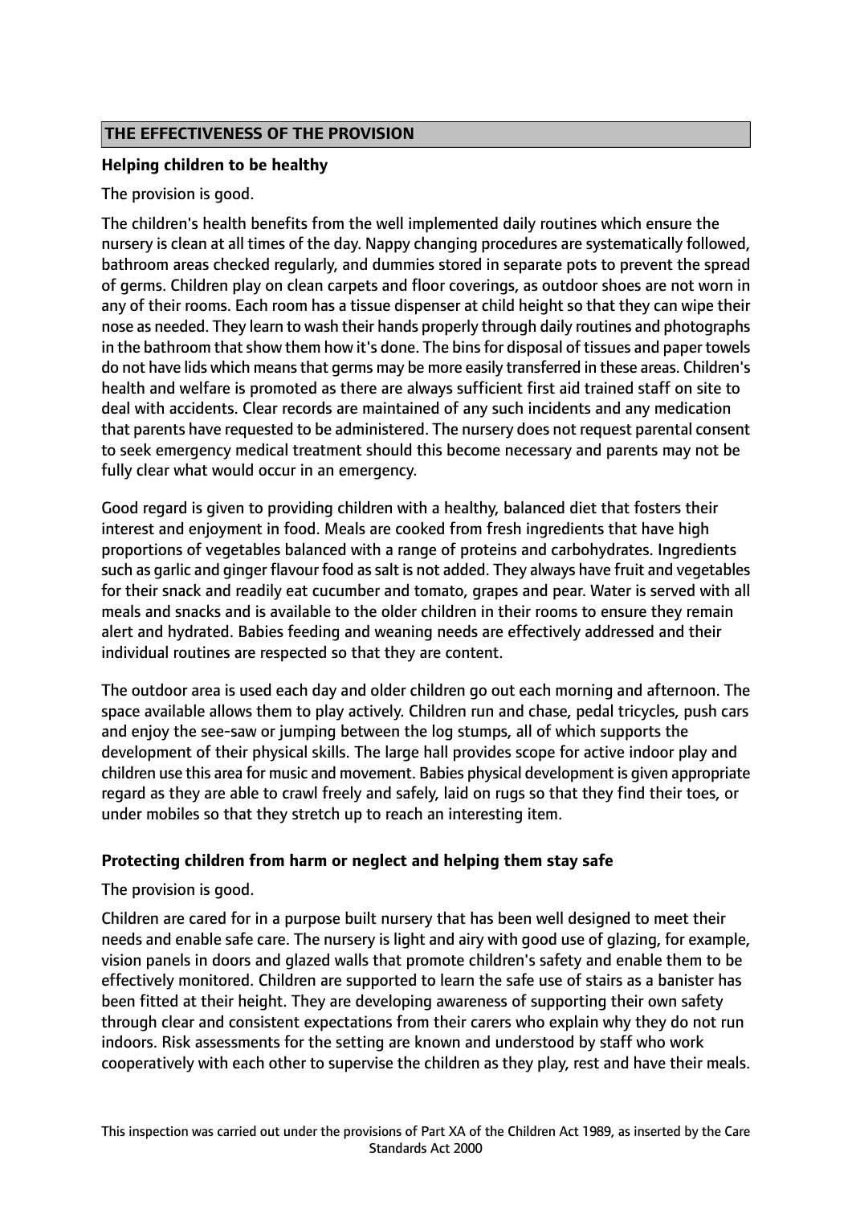## THE EFFECTIVENESS OF THE PROVISION

**Helping children to be healthy**

The provision is good.

The children's health benefits from the well implemented daily routines which ensure the nursery is clean at all times of the day. Nappy changing procedures are systematically followed, bathroom areas checked regularly, and dummies stored in separate pots to prevent the spread of germs. Children play on clean carpets and floor coverings, as outdoor shoes are not worn in any of their rooms. Each room has a tissue dispenser at child height so that they can wipe their nose as needed. They learn to wash their hands properly through daily routines and photographs in the bathroom that show them how it's done. The bins for disposal of tissues and paper towels do not have lids which means that germs may be more easily transferred in these areas. Children's health and welfare is promoted as there are always sufficient first aid trained staff on site to deal with accidents. Clear records are maintained of any such incidents and any medication that parents have requested to be administered. The nursery does not request parental consent to seek emergency medical treatment should this become necessary and parents may not be fully clear what would occur in an emergency.

Good regard is given to providing children with a healthy, balanced diet that fosters their interest and enjoyment in food. Meals are cooked from fresh ingredients that have high proportions of vegetables balanced with a range of proteins and carbohydrates. Ingredients such as garlic and ginger flavour food as salt is not added. They always have fruit and vegetables for their snack and readily eat cucumber and tomato, grapes and pear. Water is served with all meals and snacks and is available to the older children in their rooms to ensure they remain alert and hydrated. Babies feeding and weaning needs are effectively addressed and their individual routines are respected so that they are content.

The outdoor area is used each day and older children go out each morning and afternoon. The space available allows them to play actively. Children run and chase, pedal tricycles, push cars and enjoy the see-saw or jumping between the log stumps, all of which supports the development of their physical skills. The large hall provides scope for active indoor play and children use this area for music and movement. Babies physical development is given appropriate regard as they are able to crawl freely and safely, laid on rugs so that they find their toes, or under mobiles so that they stretch up to reach an interesting item.

**Protecting children from harm or neglect and helping them stay safe**

The provision is good.

Children are cared for in a purpose built nursery that has been well designed to meet their needs and enable safe care. The nursery is light and airy with good use of glazing, for example, vision panels in doors and glazed walls that promote children's safety and enable them to be effectively monitored. Children are supported to learn the safe use of stairs as a banister has been fitted at their height. They are developing awareness of supporting their own safety through clear and consistent expectations from their carers who explain why they do not run indoors. Risk assessments for the setting are known and understood by staff who work cooperatively with each other to supervise the children as they play, rest and have their meals.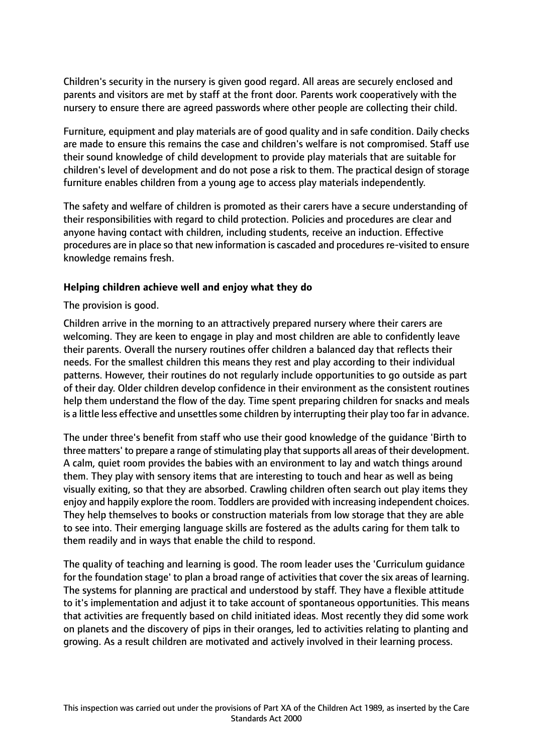Children's security in the nursery is given good regard. All areas are securely enclosed and parents and visitors are met by staff at the front door. Parents work cooperatively with the nursery to ensure there are agreed passwords where other people are collecting their child.

Furniture, equipment and play materials are of good quality and in safe condition. Daily checks are made to ensure this remains the case and children's welfare is not compromised. Staff use their sound knowledge of child development to provide play materials that are suitable for children's level of development and do not pose a risk to them. The practical design of storage furniture enables children from a young age to access play materials independently.

The safety and welfare of children is promoted as their carers have a secure understanding of their responsibilities with regard to child protection. Policies and procedures are clear and anyone having contact with children, including students, receive an induction. Effective procedures are in place so that new information is cascaded and procedures re-visited to ensure knowledge remains fresh.

**Helping children achieve well and enjoy what they do**

The provision is good.

Children arrive in the morning to an attractively prepared nursery where their carers are welcoming. They are keen to engage in play and most children are able to confidently leave their parents. Overall the nursery routines offer children a balanced day that reflects their needs. For the smallest children this means they rest and play according to their individual patterns. However, their routines do not regularly include opportunities to go outside as part of their day. Older children develop confidence in their environment as the consistent routines help them understand the flow of the day. Time spent preparing children for snacks and meals is a little less effective and unsettles some children by interrupting their play too far in advance.

The under three's benefit from staff who use their good knowledge of the guidance 'Birth to three matters' to prepare a range of stimulating play that supports all areas of their development. A calm, quiet room provides the babies with an environment to lay and watch things around them. They play with sensory items that are interesting to touch and hear as well as being visually exiting, so that they are absorbed. Crawling children often search out play items they enjoy and happily explore the room. Toddlers are provided with increasing independent choices. They help themselves to books or construction materials from low storage that they are able to see into. Their emerging language skills are fostered as the adults caring for them talk to them readily and in ways that enable the child to respond.

The quality of teaching and learning is good. The room leader uses the 'Curriculum guidance for the foundation stage' to plan a broad range of activities that cover the six areas of learning. The systems for planning are practical and understood by staff. They have a flexible attitude to it's implementation and adjust it to take account of spontaneous opportunities. This means that activities are frequently based on child initiated ideas. Most recently they did some work on planets and the discovery of pips in their oranges, led to activities relating to planting and growing. As a result children are motivated and actively involved in their learning process.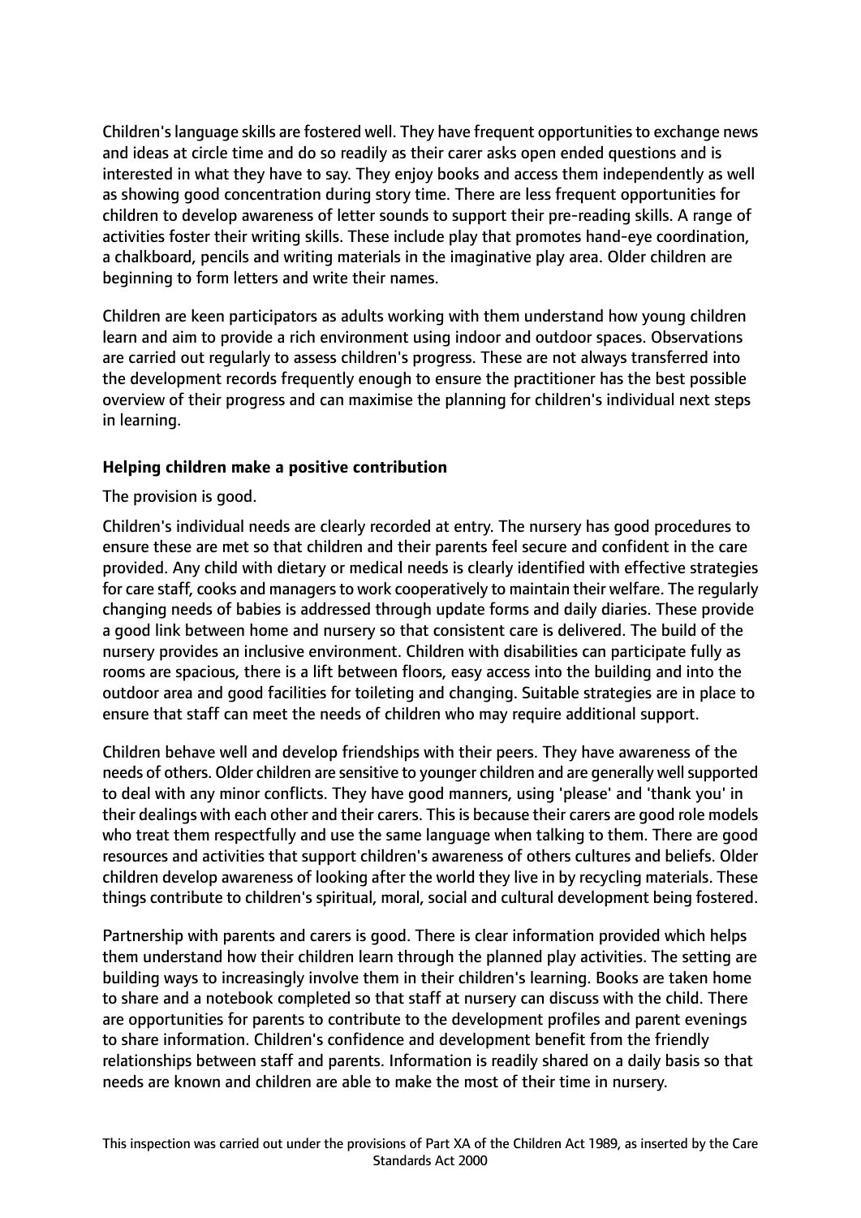Children's language skills are fostered well. They have frequent opportunities to exchange news and ideas at circle time and do so readily as their carer asks open ended questions and is interested in what they have to say. They enjoy books and access them independently as well as showing good concentration during story time. There are less frequent opportunities for children to develop awareness of letter sounds to support their pre-reading skills. A range of activities foster their writing skills. These include play that promotes hand-eye coordination, a chalkboard, pencils and writing materials in the imaginative play area. Older children are beginning to form letters and write their names.

Children are keen participators as adults working with them understand how young children learn and aim to provide a rich environment using indoor and outdoor spaces. Observations are carried out regularly to assess children's progress. These are not always transferred into the development records frequently enough to ensure the practitioner has the best possible overview of their progress and can maximise the planning for children's individual next steps in learning.

### Helping children make a positive contribution

The provision is good.

Children's individual needs are clearly recorded at entry. The nursery has good procedures to ensure these are met so that children and their parents feel secure and confident in the care provided. Any child with dietary or medical needs is clearly identified with effective strategies for care staff, cooks and managers to work cooperatively to maintain their welfare. The regularly changing needs of babies is addressed through update forms and daily diaries. These provide a good link between home and nursery so that consistent care is delivered. The build of the nursery provides an inclusive environment. Children with disabilities can participate fully as rooms are spacious, there is a lift between floors, easy access into the building and into the outdoor area and good facilities for toileting and changing. Suitable strategies are in place to ensure that staff can meet the needs of children who may require additional support.

Children behave well and develop friendships with their peers. They have awareness of the needs of others. Older children are sensitive to younger children and are generally well supported to deal with any minor conflicts. They have good manners, using 'please' and 'thank you' in their dealings with each other and their carers. This is because their carers are good role models who treat them respectfully and use the same language when talking to them. There are good resources and activities that support children's awareness of others cultures and beliefs. Older children develop awareness of looking after the world they live in by recycling materials. These things contribute to children's spiritual, moral, social and cultural development being fostered.

Partnership with parents and carers is good. There is clear information provided which helps them understand how their children learn through the planned play activities. The setting are building ways to increasingly involve them in their children's learning. Books are taken home to share and a notebook completed so that staff at nursery can discuss with the child. There are opportunities for parents to contribute to the development profiles and parent evenings to share information. Children's confidence and development benefit from the friendly relationships between staff and parents. Information is readily shared on a daily basis so that needs are known and children are able to make the most of their time in nursery.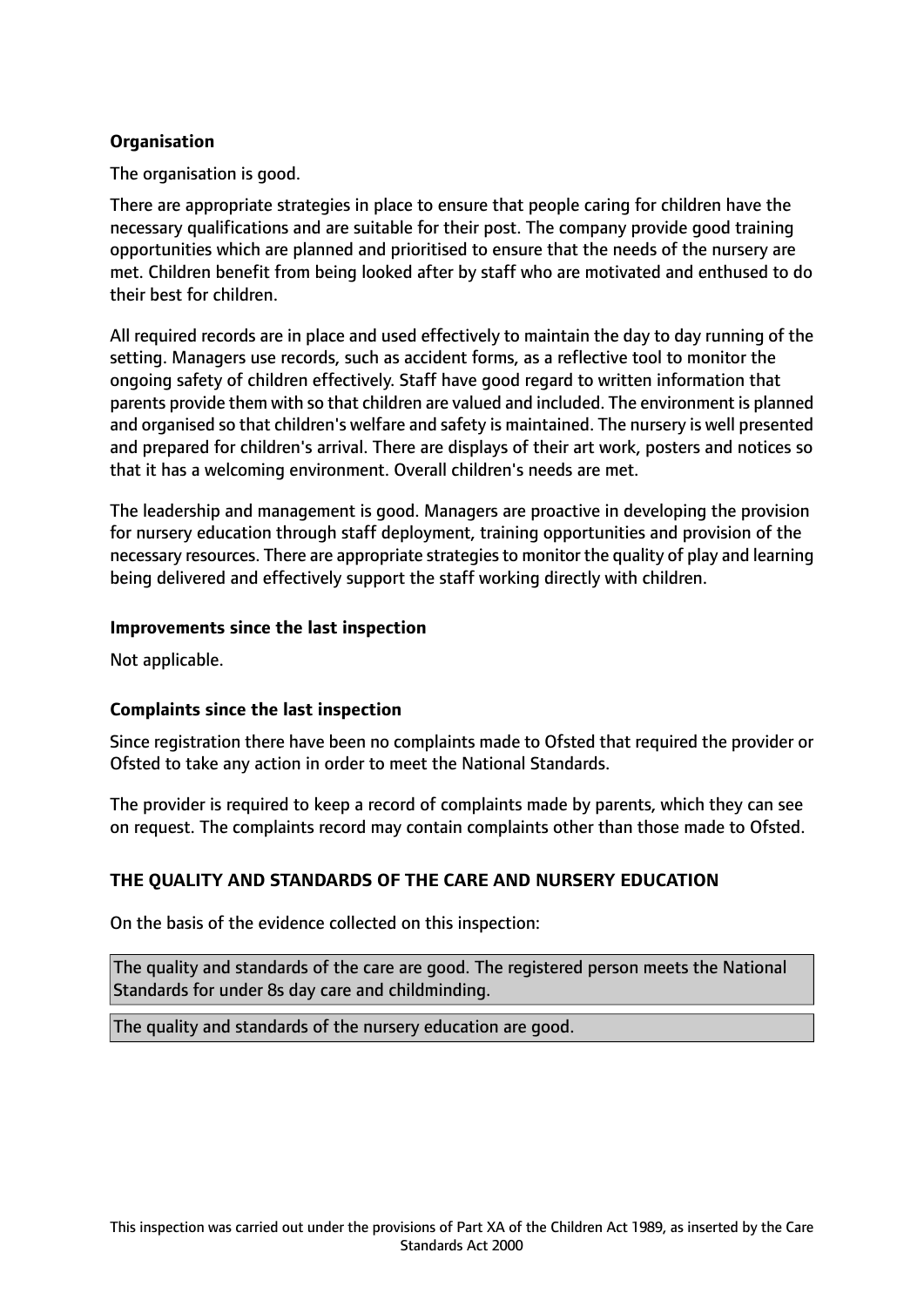**Organisation**

The organisation is good.

There are appropriate strategies in place to ensure that people caring for children have the necessary qualifications and are suitable for their post. The company provide good training opportunities which are planned and prioritised to ensure that the needs of the nursery are met. Children benefit from being looked after by staff who are motivated and enthused to do their best for children.

All required records are in place and used effectively to maintain the day to day running of the setting. Managers use records, such as accident forms, as a reflective tool to monitor the ongoing safety of children effectively. Staff have good regard to written information that parents provide them with so that children are valued and included. The environment is planned and organised so that children's welfare and safety is maintained. The nursery is well presented and prepared for children's arrival. There are displays of their art work, posters and notices so that it has a welcoming environment. Overall children's needs are met.

The leadership and management is good. Managers are proactive in developing the provision for nursery education through staff deployment, training opportunities and provision of the necessary resources. There are appropriate strategies to monitor the quality of play and learning being delivered and effectively support the staff working directly with children.

**Improvements since the last inspection**

Not applicable.

**Complaints since the last inspection**

Since registration there have been no complaints made to Ofsted that required the provider or Ofsted to take any action in order to meet the National Standards.

The provider is required to keep a record of complaints made by parents, which they can see on request. The complaints record may contain complaints other than those made to Ofsted.

**THE QUALITY AND STANDARDS OF THE CARE AND NURSERY EDUCATION**

On the basis of the evidence collected on this inspection:

The quality and standards of the care are good. The registered person meets the National Standards for under 8s day care and childminding.

The quality and standards of the nursery education are good.

This inspection was carried out under the provisions of Part XA of the Children Act 1989, as inserted by the Care Standards Act 2000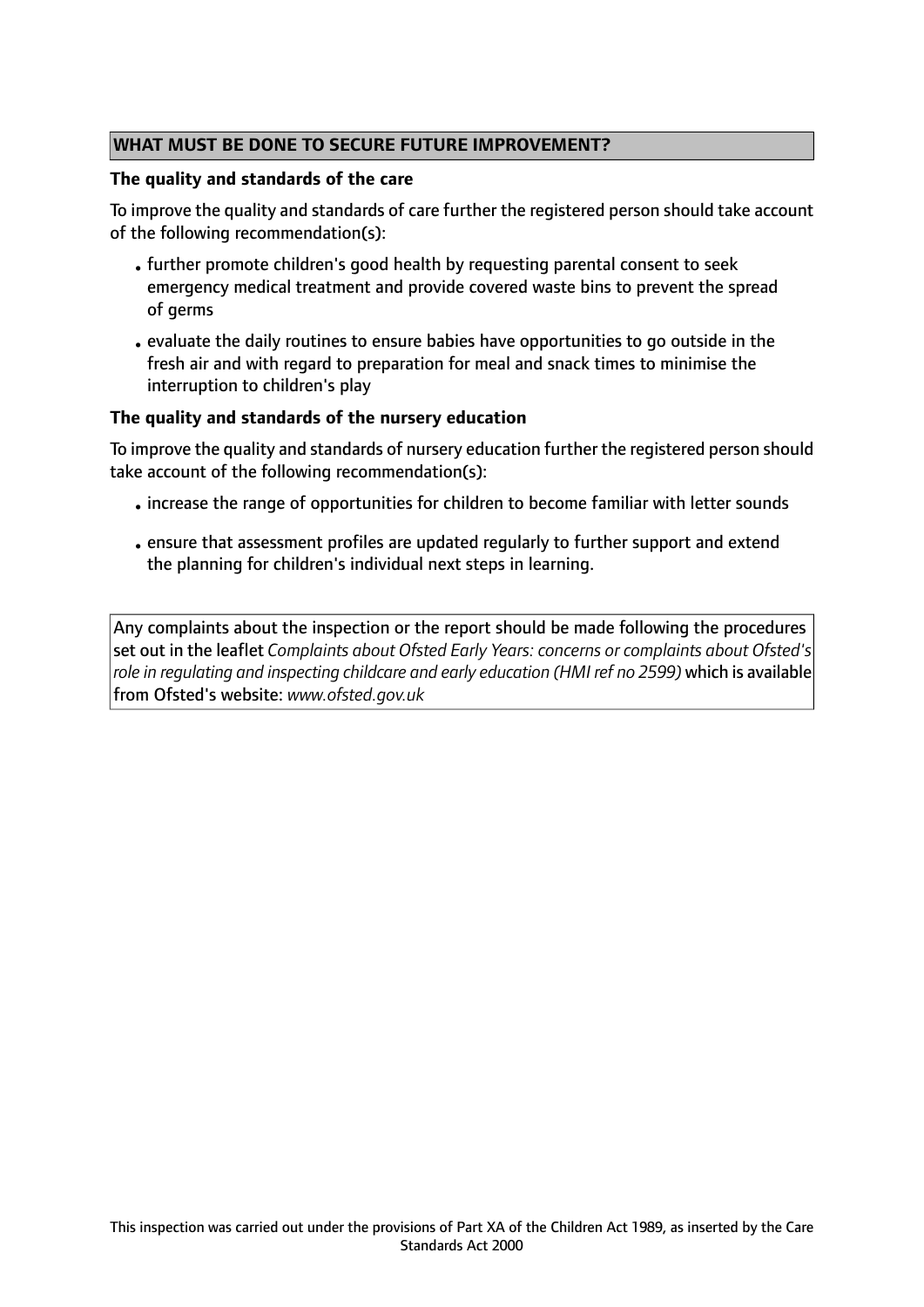## WHAT MUST BE DONE TO SECURE FUTURE IMPROVEMENT?

### The quality and standards of the care

To improve the quality and standards of care further the registered person should take account of the following recommendation(s):

- further promote children's good health by requesting parental consent to seek emergency medical treatment and provide covered waste bins to prevent the spread of germs
- evaluate the daily routines to ensure babies have opportunities to go outside in the fresh air and with regard to preparation for meal and snack times to minimise the interruption to children's play

### The quality and standards of the nursery education

To improve the quality and standards of nursery education further the registered person should take account of the following recommendation(s):

- increase the range of opportunities for children to become familiar with letter sounds
- ensure that assessment profiles are updated regularly to further support and extend the planning for children's individual next steps in learning.

Any complaints about the inspection or the report should be made following the procedures set out in the leaflet *Complaints about Ofsted Early Years: concerns or complaints about Ofsted's role in regulating and inspecting childcare and early education (HMI ref no 2599)* which is available from Ofsted's website: *www.ofsted.gov.uk*

This inspection was carried out under the provisions of Part XA of the Children Act 1989, as inserted by the Care Standards Act 2000